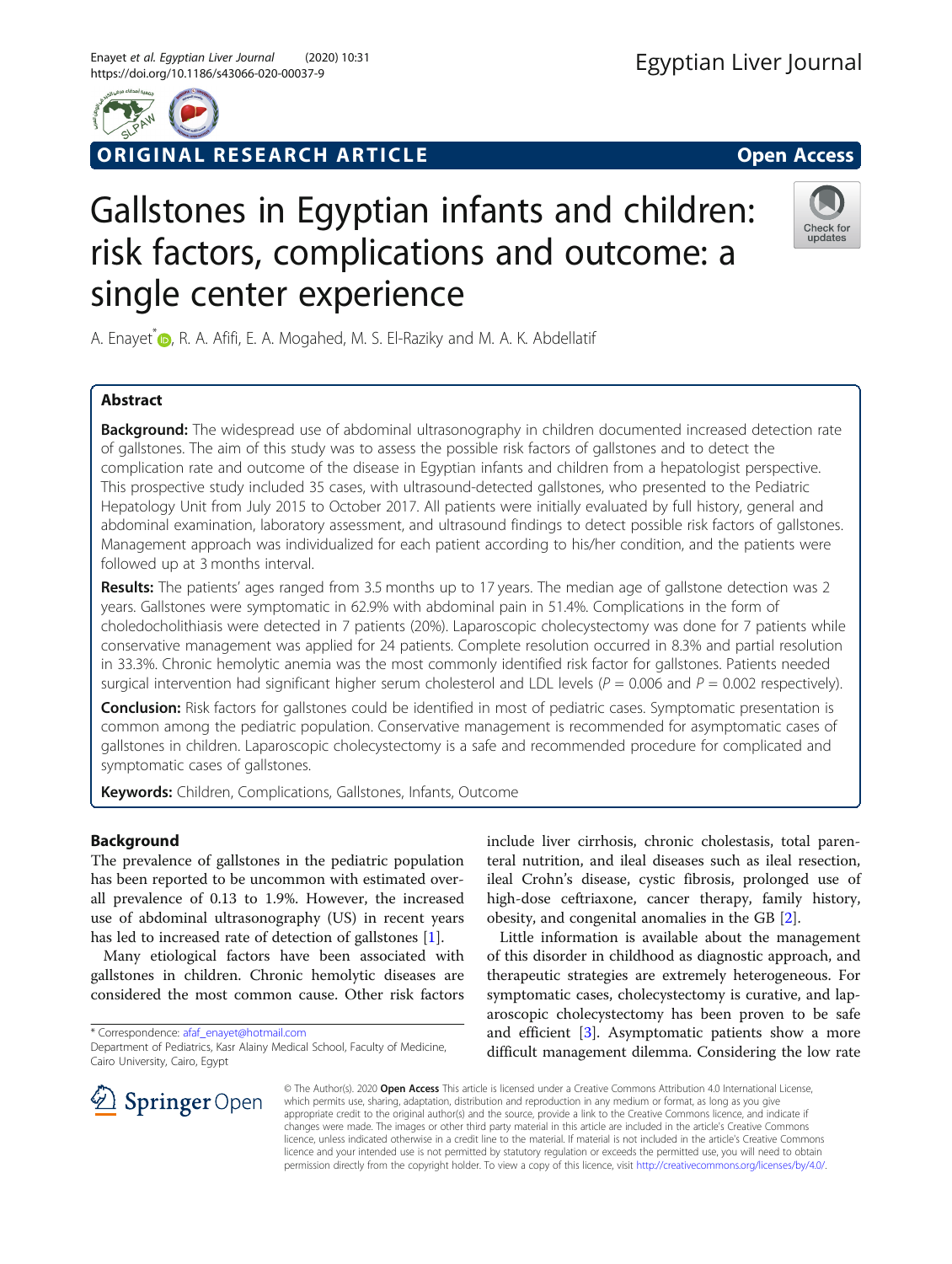ORIGINAL RESEARCH ARTICLE

Open Access

# Gallstones in Egyptian infants and children: risk factors, complications and outcome: a single center experience

A. Enayet[*], R. A. Afifi, E. A. Mogahed, M. S. El-Raziky and M. A. K. Abdellatif

## Abstract

**Background:** The widespread use of abdominal ultrasonography in children documented increased detection rate of gallstones. The aim of this study was to assess the possible risk factors of gallstones and to detect the complication rate and outcome of the disease in Egyptian infants and children from a hepatologist perspective. This prospective study included 35 cases, with ultrasound-detected gallstones, who presented to the Pediatric Hepatology Unit from July 2015 to October 2017. All patients were initially evaluated by full history, general and abdominal examination, laboratory assessment, and ultrasound findings to detect possible risk factors of gallstones. Management approach was individualized for each patient according to his/her condition, and the patients were followed up at 3 months interval.

**Results:** The patients' ages ranged from 3.5 months up to 17 years. The median age of gallstone detection was 2 years. Gallstones were symptomatic in 62.9% with abdominal pain in 51.4%. Complications in the form of choledocholithiasis were detected in 7 patients (20%). Laparoscopic cholecystectomy was done for 7 patients while conservative management was applied for 24 patients. Complete resolution occurred in 8.3% and partial resolution in 33.3%. Chronic hemolytic anemia was the most commonly identified risk factor for gallstones. Patients needed surgical intervention had significant higher serum cholesterol and LDL levels ($P = 0.006$ and $P = 0.002$ respectively).

**Conclusion:** Risk factors for gallstones could be identified in most of pediatric cases. Symptomatic presentation is common among the pediatric population. Conservative management is recommended for asymptomatic cases of gallstones in children. Laparoscopic cholecystectomy is a safe and recommended procedure for complicated and symptomatic cases of gallstones.

**Keywords:** Children, Complications, Gallstones, Infants, Outcome

## Background

The prevalence of gallstones in the pediatric population has been reported to be uncommon with estimated overall prevalence of 0.13 to 1.9%. However, the increased use of abdominal ultrasonography (US) in recent years has led to increased rate of detection of gallstones [1].

Many etiological factors have been associated with gallstones in children. Chronic hemolytic diseases are considered the most common cause. Other risk factors include liver cirrhosis, chronic cholestasis, total parenteral nutrition, and ileal diseases such as ileal resection, ileal Crohn's disease, cystic fibrosis, prolonged use of high-dose ceftriaxone, cancer therapy, family history, obesity, and congenital anomalies in the GB [2].

Little information is available about the management of this disorder in childhood as diagnostic approach, and therapeutic strategies are extremely heterogeneous. For symptomatic cases, cholecystectomy is curative, and laparoscopic cholecystectomy has been proven to be safe and efficient [3]. Asymptomatic patients show a more difficult management dilemma. Considering the low rate

* Correspondence: afaf_enayet@hotmail.com
Department of Pediatrics, Kasr Alainy Medical School, Faculty of Medicine, Cairo University, Cairo, Egypt

© The Author(s). 2020 **Open Access** This article is licensed under a Creative Commons Attribution 4.0 International License, which permits use, sharing, adaptation, distribution and reproduction in any medium or format, as long as you give appropriate credit to the original author(s) and the source, provide a link to the Creative Commons licence, and indicate if changes were made. The images or other third party material in this article are included in the article's Creative Commons licence, unless indicated otherwise in a credit line to the material. If material is not included in the article's Creative Commons licence and your intended use is not permitted by statutory regulation or exceeds the permitted use, you will need to obtain permission directly from the copyright holder. To view a copy of this licence, visit http://creativecommons.org/licenses/by/4.0/.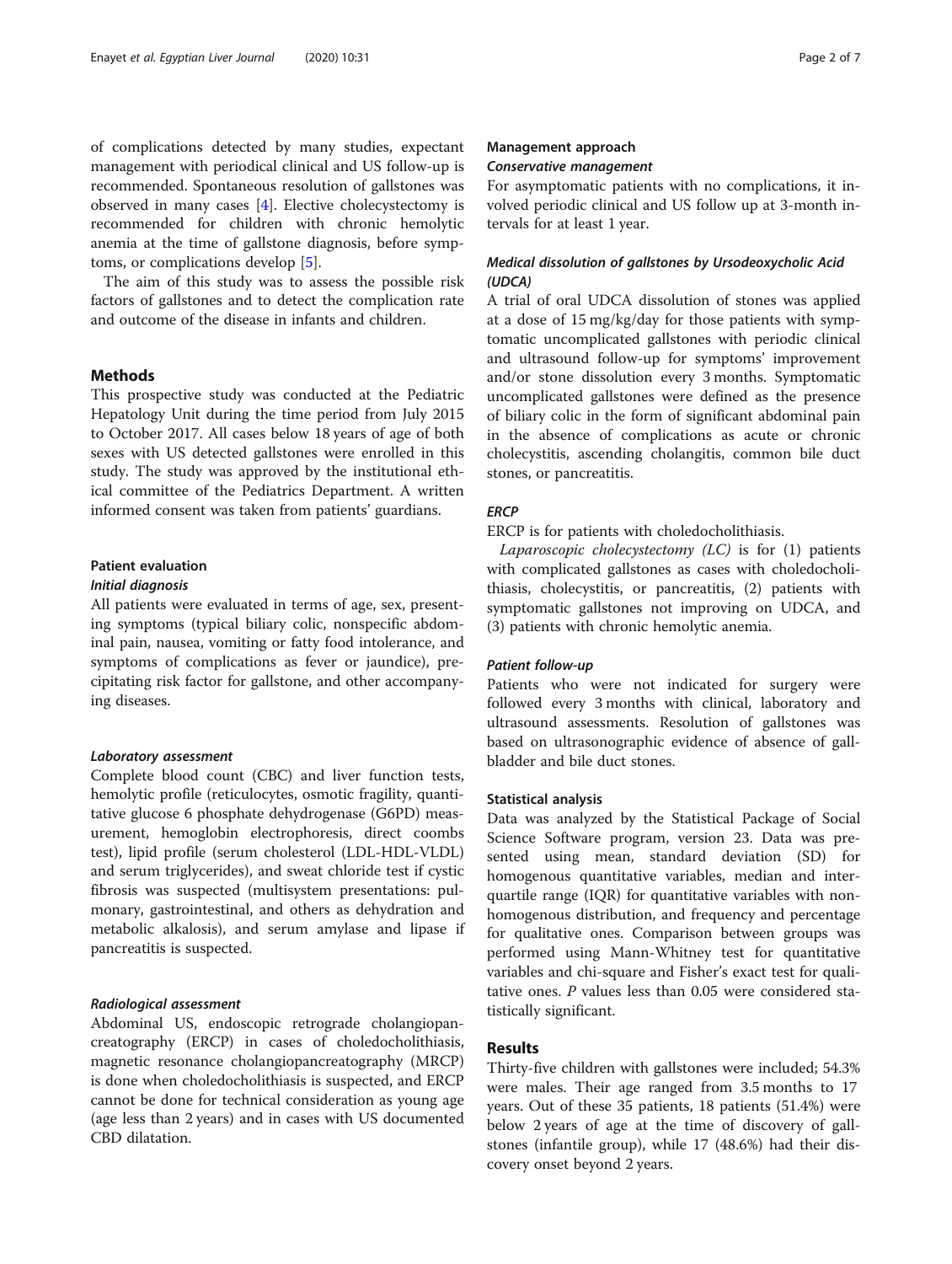of complications detected by many studies, expectant management with periodical clinical and US follow-up is recommended. Spontaneous resolution of gallstones was observed in many cases [4]. Elective cholecystectomy is recommended for children with chronic hemolytic anemia at the time of gallstone diagnosis, before symptoms, or complications develop [5].

The aim of this study was to assess the possible risk factors of gallstones and to detect the complication rate and outcome of the disease in infants and children.

## Methods

This prospective study was conducted at the Pediatric Hepatology Unit during the time period from July 2015 to October 2017. All cases below 18 years of age of both sexes with US detected gallstones were enrolled in this study. The study was approved by the institutional ethical committee of the Pediatrics Department. A written informed consent was taken from patients' guardians.

### Patient evaluation

#### *Initial diagnosis*

All patients were evaluated in terms of age, sex, presenting symptoms (typical biliary colic, nonspecific abdominal pain, nausea, vomiting or fatty food intolerance, and symptoms of complications as fever or jaundice), precipitating risk factor for gallstone, and other accompanying diseases.

#### *Laboratory assessment*

Complete blood count (CBC) and liver function tests, hemolytic profile (reticulocytes, osmotic fragility, quantitative glucose 6 phosphate dehydrogenase (G6PD) measurement, hemoglobin electrophoresis, direct coombs test), lipid profile (serum cholesterol (LDL-HDL-VLDL) and serum triglycerides), and sweat chloride test if cystic fibrosis was suspected (multisystem presentations: pulmonary, gastrointestinal, and others as dehydration and metabolic alkalosis), and serum amylase and lipase if pancreatitis is suspected.

#### *Radiological assessment*

Abdominal US, endoscopic retrograde cholangiopancreatography (ERCP) in cases of choledocholithiasis, magnetic resonance cholangiopancreatography (MRCP) is done when choledocholithiasis is suspected, and ERCP cannot be done for technical consideration as young age (age less than 2 years) and in cases with US documented CBD dilatation.

### Management approach

#### *Conservative management*

For asymptomatic patients with no complications, it involved periodic clinical and US follow up at 3-month intervals for at least 1 year.

#### *Medical dissolution of gallstones by Ursodeoxycholic Acid (UDCA)*

A trial of oral UDCA dissolution of stones was applied at a dose of 15 mg/kg/day for those patients with symptomatic uncomplicated gallstones with periodic clinical and ultrasound follow-up for symptoms' improvement and/or stone dissolution every 3 months. Symptomatic uncomplicated gallstones were defined as the presence of biliary colic in the form of significant abdominal pain in the absence of complications as acute or chronic cholecystitis, ascending cholangitis, common bile duct stones, or pancreatitis.

#### *ERCP*

ERCP is for patients with choledocholithiasis.

*Laparoscopic cholecystectomy (LC)* is for (1) patients with complicated gallstones as cases with choledocholithiasis, cholecystitis, or pancreatitis, (2) patients with symptomatic gallstones not improving on UDCA, and (3) patients with chronic hemolytic anemia.

#### *Patient follow-up*

Patients who were not indicated for surgery were followed every 3 months with clinical, laboratory and ultrasound assessments. Resolution of gallstones was based on ultrasonographic evidence of absence of gallbladder and bile duct stones.

### Statistical analysis

Data was analyzed by the Statistical Package of Social Science Software program, version 23. Data was presented using mean, standard deviation (SD) for homogenous quantitative variables, median and interquartile range (IQR) for quantitative variables with nonhomogenous distribution, and frequency and percentage for qualitative ones. Comparison between groups was performed using Mann-Whitney test for quantitative variables and chi-square and Fisher's exact test for qualitative ones. *P* values less than 0.05 were considered statistically significant.

## Results

Thirty-five children with gallstones were included; 54.3% were males. Their age ranged from 3.5 months to 17 years. Out of these 35 patients, 18 patients (51.4%) were below 2 years of age at the time of discovery of gallstones (infantile group), while 17 (48.6%) had their discovery onset beyond 2 years.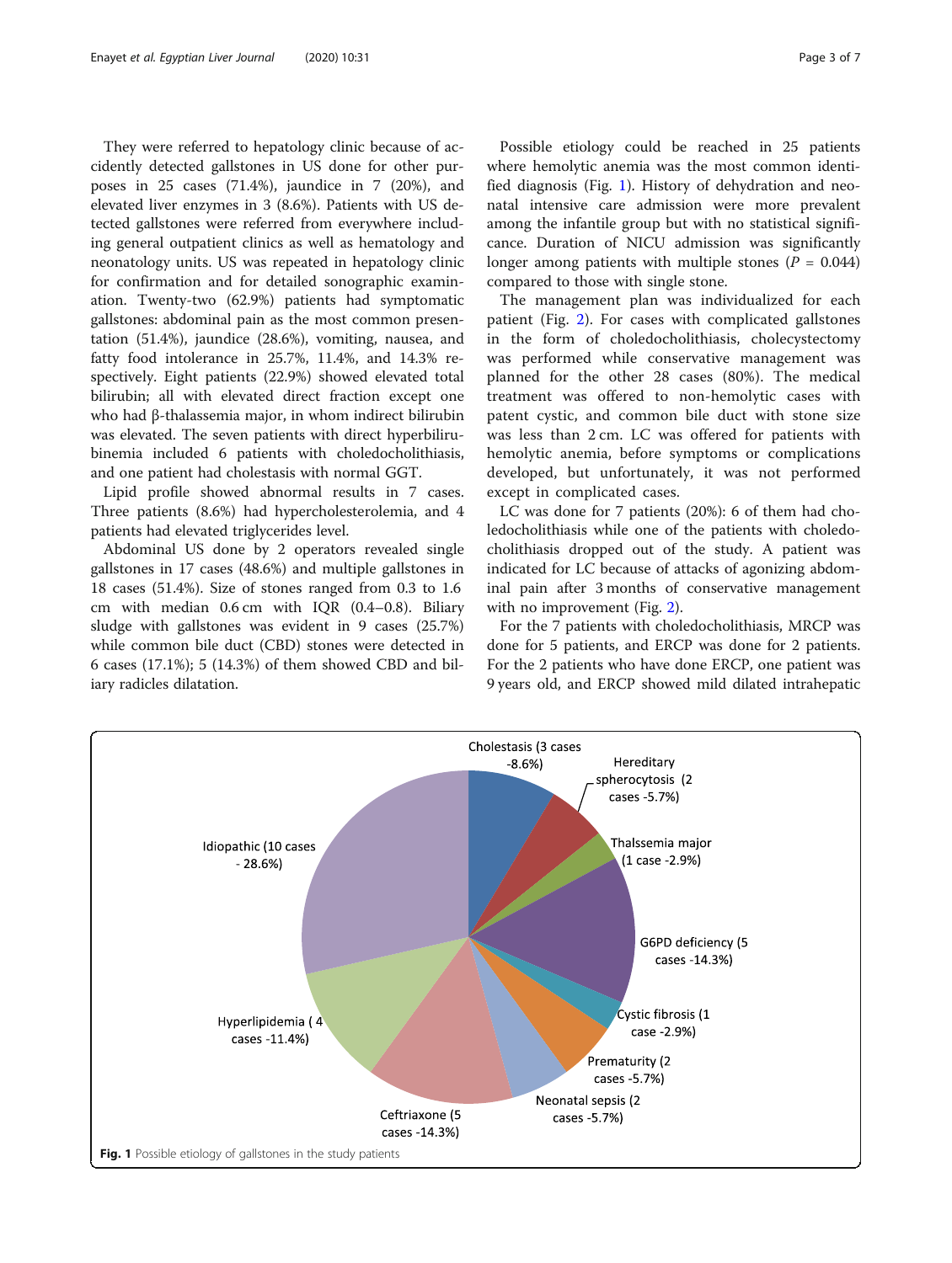They were referred to hepatology clinic because of accidently detected gallstones in US done for other purposes in 25 cases (71.4%), jaundice in 7 (20%), and elevated liver enzymes in 3 (8.6%). Patients with US detected gallstones were referred from everywhere including general outpatient clinics as well as hematology and neonatology units. US was repeated in hepatology clinic for confirmation and for detailed sonographic examination. Twenty-two (62.9%) patients had symptomatic gallstones: abdominal pain as the most common presentation (51.4%), jaundice (28.6%), vomiting, nausea, and fatty food intolerance in 25.7%, 11.4%, and 14.3% respectively. Eight patients (22.9%) showed elevated total bilirubin; all with elevated direct fraction except one who had β-thalassemia major, in whom indirect bilirubin was elevated. The seven patients with direct hyperbilirubinemia included 6 patients with choledocholithiasis, and one patient had cholestasis with normal GGT.

Lipid profile showed abnormal results in 7 cases. Three patients (8.6%) had hypercholesterolemia, and 4 patients had elevated triglycerides level.

Abdominal US done by 2 operators revealed single gallstones in 17 cases (48.6%) and multiple gallstones in 18 cases (51.4%). Size of stones ranged from 0.3 to 1.6 cm with median 0.6 cm with IQR (0.4–0.8). Biliary sludge with gallstones was evident in 9 cases (25.7%) while common bile duct (CBD) stones were detected in 6 cases (17.1%); 5 (14.3%) of them showed CBD and biliary radicles dilatation.

Possible etiology could be reached in 25 patients where hemolytic anemia was the most common identified diagnosis (Fig. 1). History of dehydration and neonatal intensive care admission were more prevalent among the infantile group but with no statistical significance. Duration of NICU admission was significantly longer among patients with multiple stones ($P$ = 0.044) compared to those with single stone.

The management plan was individualized for each patient (Fig. 2). For cases with complicated gallstones in the form of choledocholithiasis, cholecystectomy was performed while conservative management was planned for the other 28 cases (80%). The medical treatment was offered to non-hemolytic cases with patent cystic, and common bile duct with stone size was less than 2 cm. LC was offered for patients with hemolytic anemia, before symptoms or complications developed, but unfortunately, it was not performed except in complicated cases.

LC was done for 7 patients (20%): 6 of them had choledocholithiasis while one of the patients with choledocholithiasis dropped out of the study. A patient was indicated for LC because of attacks of agonizing abdominal pain after 3 months of conservative management with no improvement (Fig. 2).

For the 7 patients with choledocholithiasis, MRCP was done for 5 patients, and ERCP was done for 2 patients. For the 2 patients who have done ERCP, one patient was 9 years old, and ERCP showed mild dilated intrahepatic

**Fig. 1** Possible etiology of gallstones in the study patients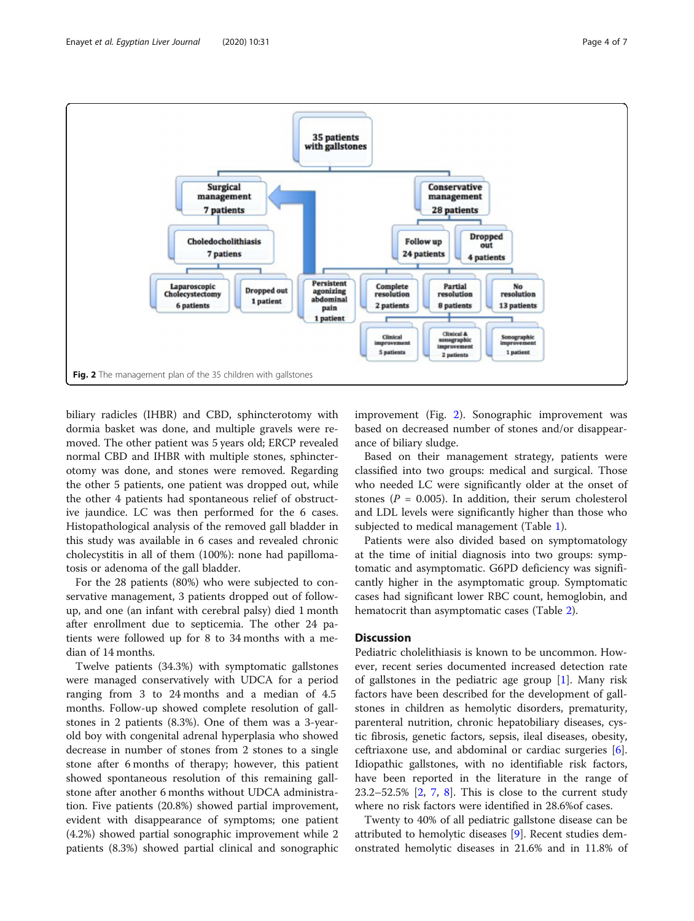**Fig. 2** The management plan of the 35 children with gallstones

biliary radicles (IHBR) and CBD, sphincterotomy with dormia basket was done, and multiple gravels were removed. The other patient was 5 years old; ERCP revealed normal CBD and IHBR with multiple stones, sphincterotomy was done, and stones were removed. Regarding the other 5 patients, one patient was dropped out, while the other 4 patients had spontaneous relief of obstructive jaundice. LC was then performed for the 6 cases. Histopathological analysis of the removed gall bladder in this study was available in 6 cases and revealed chronic cholecystitis in all of them (100%): none had papillomatosis or adenoma of the gall bladder.

For the 28 patients (80%) who were subjected to conservative management, 3 patients dropped out of follow-up, and one (an infant with cerebral palsy) died 1 month after enrollment due to septicemia. The other 24 patients were followed up for 8 to 34 months with a median of 14 months.

Twelve patients (34.3%) with symptomatic gallstones were managed conservatively with UDCA for a period ranging from 3 to 24 months and a median of 4.5 months. Follow-up showed complete resolution of gallstones in 2 patients (8.3%). One of them was a 3-year-old boy with congenital adrenal hyperplasia who showed decrease in number of stones from 2 stones to a single stone after 6 months of therapy; however, this patient showed spontaneous resolution of this remaining gallstone after another 6 months without UDCA administration. Five patients (20.8%) showed partial improvement, evident with disappearance of symptoms; one patient (4.2%) showed partial sonographic improvement while 2 patients (8.3%) showed partial clinical and sonographic improvement (Fig. 2). Sonographic improvement was based on decreased number of stones and/or disappearance of biliary sludge.

Based on their management strategy, patients were classified into two groups: medical and surgical. Those who needed LC were significantly older at the onset of stones ($P$ = 0.005). In addition, their serum cholesterol and LDL levels were significantly higher than those who subjected to medical management (Table 1).

Patients were also divided based on symptomatology at the time of initial diagnosis into two groups: symptomatic and asymptomatic. G6PD deficiency was significantly higher in the asymptomatic group. Symptomatic cases had significant lower RBC count, hemoglobin, and hematocrit than asymptomatic cases (Table 2).

## Discussion

Pediatric cholelithiasis is known to be uncommon. However, recent series documented increased detection rate of gallstones in the pediatric age group [1]. Many risk factors have been described for the development of gallstones in children as hemolytic disorders, prematurity, parenteral nutrition, chronic hepatobiliary diseases, cystic fibrosis, genetic factors, sepsis, ileal diseases, obesity, ceftriaxone use, and abdominal or cardiac surgeries [6]. Idiopathic gallstones, with no identifiable risk factors, have been reported in the literature in the range of 23.2–52.5% [2, 7, 8]. This is close to the current study where no risk factors were identified in 28.6%of cases.

Twenty to 40% of all pediatric gallstone disease can be attributed to hemolytic diseases [9]. Recent studies demonstrated hemolytic diseases in 21.6% and in 11.8% of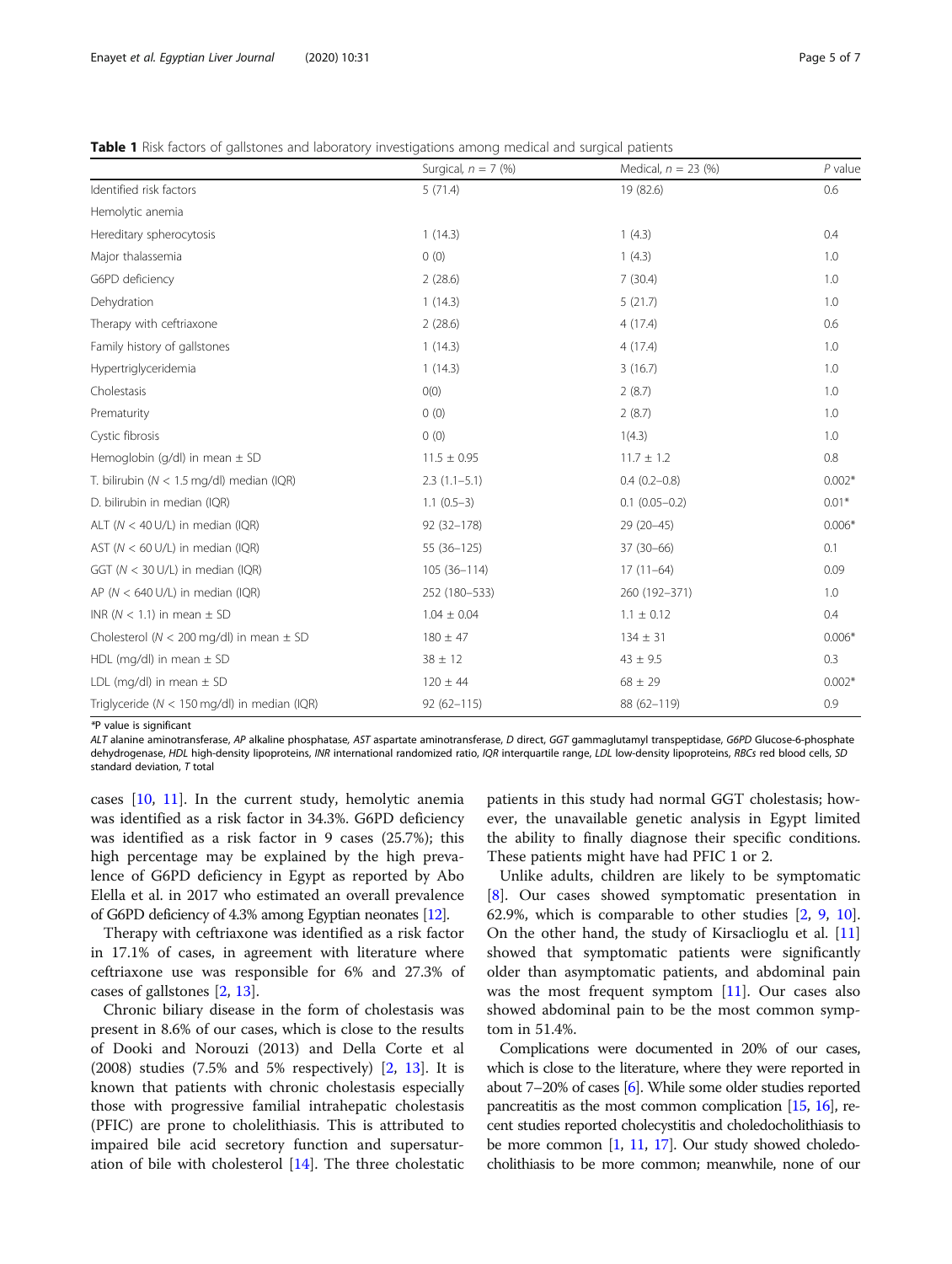**Table 1** Risk factors of gallstones and laboratory investigations among medical and surgical patients

| | Surgical, n = 7 (%) | Medical, n = 23 (%) | P value |
|---|---|---|---|
| Identified risk factors | 5 (71.4) | 19 (82.6) | 0.6 |
| Hemolytic anemia | | | |
| Hereditary spherocytosis | 1 (14.3) | 1 (4.3) | 0.4 |
| Major thalassemia | 0 (0) | 1 (4.3) | 1.0 |
| G6PD deficiency | 2 (28.6) | 7 (30.4) | 1.0 |
| Dehydration | 1 (14.3) | 5 (21.7) | 1.0 |
| Therapy with ceftriaxone | 2 (28.6) | 4 (17.4) | 0.6 |
| Family history of gallstones | 1 (14.3) | 4 (17.4) | 1.0 |
| Hypertriglyceridemia | 1 (14.3) | 3 (16.7) | 1.0 |
| Cholestasis | 0(0) | 2 (8.7) | 1.0 |
| Prematurity | 0 (0) | 2 (8.7) | 1.0 |
| Cystic fibrosis | 0 (0) | 1(4.3) | 1.0 |
| Hemoglobin (g/dl) in mean ± SD | 11.5 ± 0.95 | 11.7 ± 1.2 | 0.8 |
| T. bilirubin (N < 1.5 mg/dl) median (IQR) | 2.3 (1.1–5.1) | 0.4 (0.2–0.8) | 0.002* |
| D. bilirubin in median (IQR) | 1.1 (0.5–3) | 0.1 (0.05–0.2) | 0.01* |
| ALT (N < 40 U/L) in median (IQR) | 92 (32–178) | 29 (20–45) | 0.006* |
| AST (N < 60 U/L) in median (IQR) | 55 (36–125) | 37 (30–66) | 0.1 |
| GGT (N < 30 U/L) in median (IQR) | 105 (36–114) | 17 (11–64) | 0.09 |
| AP (N < 640 U/L) in median (IQR) | 252 (180–533) | 260 (192–371) | 1.0 |
| INR (N < 1.1) in mean ± SD | 1.04 ± 0.04 | 1.1 ± 0.12 | 0.4 |
| Cholesterol (N < 200 mg/dl) in mean ± SD | 180 ± 47 | 134 ± 31 | 0.006* |
| HDL (mg/dl) in mean ± SD | 38 ± 12 | 43 ± 9.5 | 0.3 |
| LDL (mg/dl) in mean ± SD | 120 ± 44 | 68 ± 29 | 0.002* |
| Triglyceride (N < 150 mg/dl) in median (IQR) | 92 (62–115) | 88 (62–119) | 0.9 |

*P value is significant

*ALT* alanine aminotransferase, *AP* alkaline phosphatase, *AST* aspartate aminotransferase, *D* direct, *GGT* gammaglutamyl transpeptidase, *G6PD* Glucose-6-phosphate dehydrogenase, *HDL* high-density lipoproteins, *INR* international randomized ratio, *IQR* interquartile range, *LDL* low-density lipoproteins, *RBCs* red blood cells, *SD* standard deviation, *T* total

cases [10, 11]. In the current study, hemolytic anemia was identified as a risk factor in 34.3%. G6PD deficiency was identified as a risk factor in 9 cases (25.7%); this high percentage may be explained by the high prevalence of G6PD deficiency in Egypt as reported by Abo Elella et al. in 2017 who estimated an overall prevalence of G6PD deficiency of 4.3% among Egyptian neonates [12].

Therapy with ceftriaxone was identified as a risk factor in 17.1% of cases, in agreement with literature where ceftriaxone use was responsible for 6% and 27.3% of cases of gallstones [2, 13].

Chronic biliary disease in the form of cholestasis was present in 8.6% of our cases, which is close to the results of Dooki and Norouzi (2013) and Della Corte et al (2008) studies (7.5% and 5% respectively) [2, 13]. It is known that patients with chronic cholestasis especially those with progressive familial intrahepatic cholestasis (PFIC) are prone to cholelithiasis. This is attributed to impaired bile acid secretory function and supersaturation of bile with cholesterol [14]. The three cholestatic patients in this study had normal GGT cholestasis; however, the unavailable genetic analysis in Egypt limited the ability to finally diagnose their specific conditions. These patients might have had PFIC 1 or 2.

Unlike adults, children are likely to be symptomatic [8]. Our cases showed symptomatic presentation in 62.9%, which is comparable to other studies [2, 9, 10]. On the other hand, the study of Kirsaclioglu et al. [11] showed that symptomatic patients were significantly older than asymptomatic patients, and abdominal pain was the most frequent symptom [11]. Our cases also showed abdominal pain to be the most common symptom in 51.4%.

Complications were documented in 20% of our cases, which is close to the literature, where they were reported in about 7–20% of cases [6]. While some older studies reported pancreatitis as the most common complication [15, 16], recent studies reported cholecystitis and choledocholithiasis to be more common [1, 11, 17]. Our study showed choledocholithiasis to be more common; meanwhile, none of our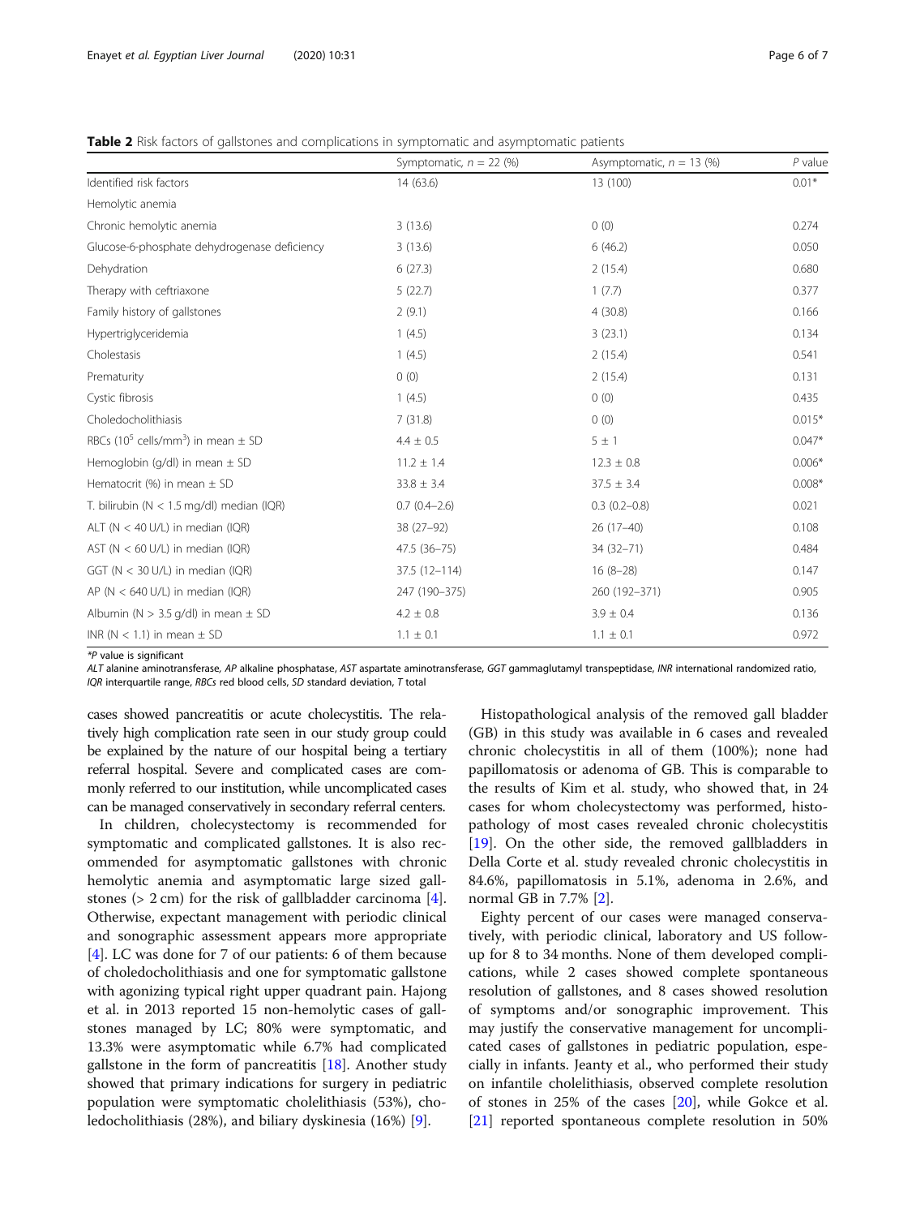**Table 2** Risk factors of gallstones and complications in symptomatic and asymptomatic patients

| | Symptomatic, $n$ = 22 (%) | Asymptomatic, $n$ = 13 (%) | $P$ value |
|---|---|---|---|
| Identified risk factors | 14 (63.6) | 13 (100) | 0.01* |
| Hemolytic anemia | | | |
| Chronic hemolytic anemia | 3 (13.6) | 0 (0) | 0.274 |
| Glucose-6-phosphate dehydrogenase deficiency | 3 (13.6) | 6 (46.2) | 0.050 |
| Dehydration | 6 (27.3) | 2 (15.4) | 0.680 |
| Therapy with ceftriaxone | 5 (22.7) | 1 (7.7) | 0.377 |
| Family history of gallstones | 2 (9.1) | 4 (30.8) | 0.166 |
| Hypertriglyceridemia | 1 (4.5) | 3 (23.1) | 0.134 |
| Cholestasis | 1 (4.5) | 2 (15.4) | 0.541 |
| Prematurity | 0 (0) | 2 (15.4) | 0.131 |
| Cystic fibrosis | 1 (4.5) | 0 (0) | 0.435 |
| Choledocholithiasis | 7 (31.8) | 0 (0) | 0.015* |
| RBCs ($10^5$ cells/mm$^3$) in mean ± SD | 4.4 ± 0.5 | 5 ± 1 | 0.047* |
| Hemoglobin (g/dl) in mean ± SD | 11.2 ± 1.4 | 12.3 ± 0.8 | 0.006* |
| Hematocrit (%) in mean ± SD | 33.8 ± 3.4 | 37.5 ± 3.4 | 0.008* |
| T. bilirubin (N < 1.5 mg/dl) median (IQR) | 0.7 (0.4–2.6) | 0.3 (0.2–0.8) | 0.021 |
| ALT (N < 40 U/L) in median (IQR) | 38 (27–92) | 26 (17–40) | 0.108 |
| AST (N < 60 U/L) in median (IQR) | 47.5 (36–75) | 34 (32–71) | 0.484 |
| GGT (N < 30 U/L) in median (IQR) | 37.5 (12–114) | 16 (8–28) | 0.147 |
| AP (N < 640 U/L) in median (IQR) | 247 (190–375) | 260 (192–371) | 0.905 |
| Albumin (N > 3.5 g/dl) in mean ± SD | 4.2 ± 0.8 | 3.9 ± 0.4 | 0.136 |
| INR (N < 1.1) in mean ± SD | 1.1 ± 0.1 | 1.1 ± 0.1 | 0.972 |

*$P$ value is significant

*ALT* alanine aminotransferase, *AP* alkaline phosphatase, *AST* aspartate aminotransferase, *GGT* gammaglutamyl transpeptidase, *INR* international randomized ratio, *IQR* interquartile range, *RBCs* red blood cells, *SD* standard deviation, *T* total

cases showed pancreatitis or acute cholecystitis. The relatively high complication rate seen in our study group could be explained by the nature of our hospital being a tertiary referral hospital. Severe and complicated cases are commonly referred to our institution, while uncomplicated cases can be managed conservatively in secondary referral centers.

In children, cholecystectomy is recommended for symptomatic and complicated gallstones. It is also recommended for asymptomatic gallstones with chronic hemolytic anemia and asymptomatic large sized gallstones (> 2 cm) for the risk of gallbladder carcinoma [4]. Otherwise, expectant management with periodic clinical and sonographic assessment appears more appropriate [4]. LC was done for 7 of our patients: 6 of them because of choledocholithiasis and one for symptomatic gallstone with agonizing typical right upper quadrant pain. Hajong et al. in 2013 reported 15 non-hemolytic cases of gallstones managed by LC; 80% were symptomatic, and 13.3% were asymptomatic while 6.7% had complicated gallstone in the form of pancreatitis [18]. Another study showed that primary indications for surgery in pediatric population were symptomatic cholelithiasis (53%), choledocholithiasis (28%), and biliary dyskinesia (16%) [9].

Histopathological analysis of the removed gall bladder (GB) in this study was available in 6 cases and revealed chronic cholecystitis in all of them (100%); none had papillomatosis or adenoma of GB. This is comparable to the results of Kim et al. study, who showed that, in 24 cases for whom cholecystectomy was performed, histopathology of most cases revealed chronic cholecystitis [19]. On the other side, the removed gallbladders in Della Corte et al. study revealed chronic cholecystitis in 84.6%, papillomatosis in 5.1%, adenoma in 2.6%, and normal GB in 7.7% [2].

Eighty percent of our cases were managed conservatively, with periodic clinical, laboratory and US follow-up for 8 to 34 months. None of them developed complications, while 2 cases showed complete spontaneous resolution of gallstones, and 8 cases showed resolution of symptoms and/or sonographic improvement. This may justify the conservative management for uncomplicated cases of gallstones in pediatric population, especially in infants. Jeanty et al., who performed their study on infantile cholelithiasis, observed complete resolution of stones in 25% of the cases [20], while Gokce et al. [21] reported spontaneous complete resolution in 50%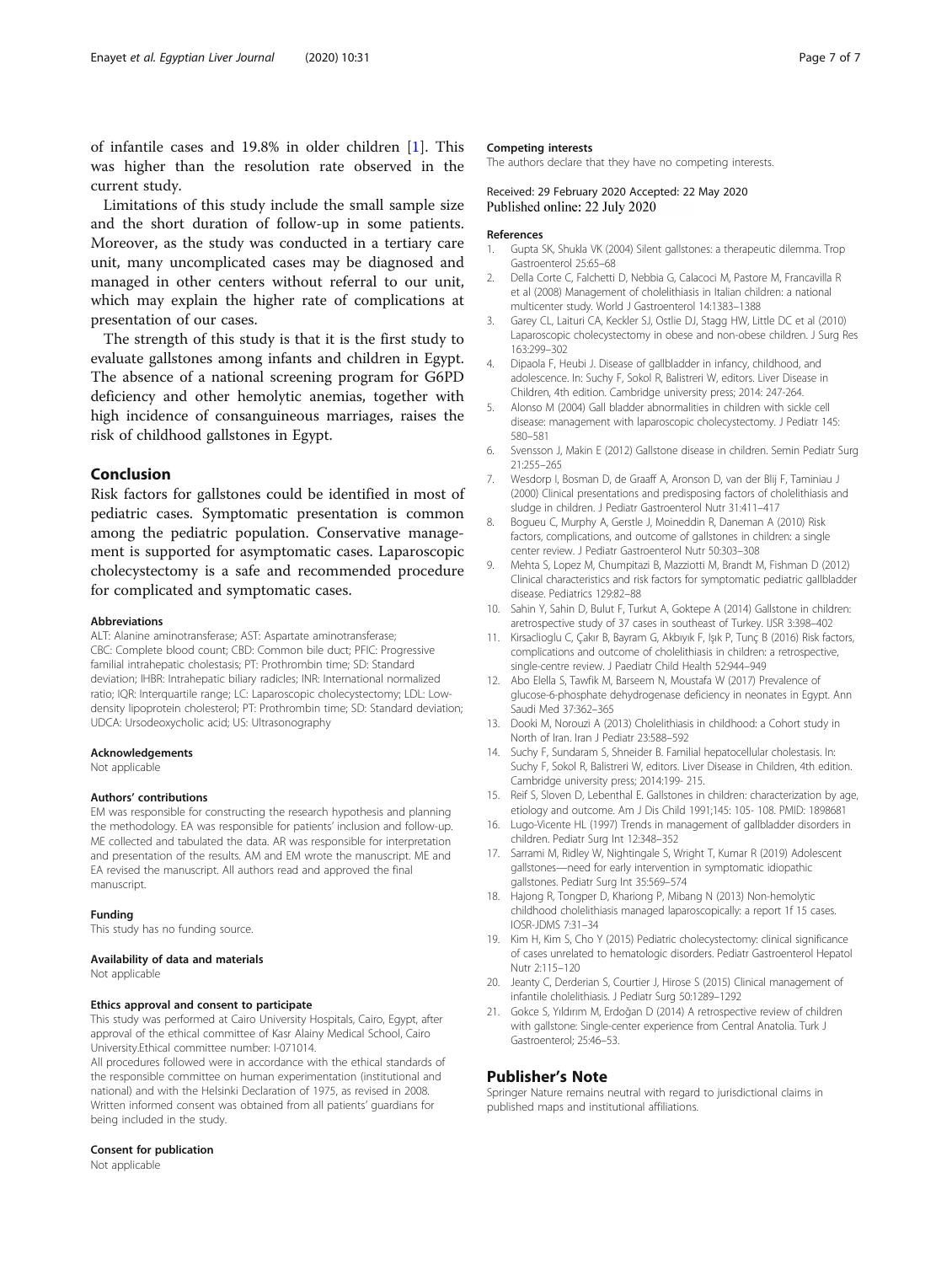of infantile cases and 19.8% in older children [1]. This was higher than the resolution rate observed in the current study.

Limitations of this study include the small sample size and the short duration of follow-up in some patients. Moreover, as the study was conducted in a tertiary care unit, many uncomplicated cases may be diagnosed and managed in other centers without referral to our unit, which may explain the higher rate of complications at presentation of our cases.

The strength of this study is that it is the first study to evaluate gallstones among infants and children in Egypt. The absence of a national screening program for G6PD deficiency and other hemolytic anemias, together with high incidence of consanguineous marriages, raises the risk of childhood gallstones in Egypt.

## Conclusion

Risk factors for gallstones could be identified in most of pediatric cases. Symptomatic presentation is common among the pediatric population. Conservative management is supported for asymptomatic cases. Laparoscopic cholecystectomy is a safe and recommended procedure for complicated and symptomatic cases.

#### Abbreviations

ALT: Alanine aminotransferase; AST: Aspartate aminotransferase; CBC: Complete blood count; CBD: Common bile duct; PFIC: Progressive familial intrahepatic cholestasis; PT: Prothrombin time; SD: Standard deviation; IHBR: Intrahepatic biliary radicles; INR: International normalized ratio; IQR: Interquartile range; LC: Laparoscopic cholecystectomy; LDL: Low-density lipoprotein cholesterol; PT: Prothrombin time; SD: Standard deviation; UDCA: Ursodeoxycholic acid; US: Ultrasonography

#### Acknowledgements

Not applicable

#### Authors' contributions

EM was responsible for constructing the research hypothesis and planning the methodology. EA was responsible for patients' inclusion and follow-up. ME collected and tabulated the data. AR was responsible for interpretation and presentation of the results. AM and EM wrote the manuscript. ME and EA revised the manuscript. All authors read and approved the final manuscript.

#### Funding

This study has no funding source.

#### Availability of data and materials

Not applicable

#### Ethics approval and consent to participate

This study was performed at Cairo University Hospitals, Cairo, Egypt, after approval of the ethical committee of Kasr Alainy Medical School, Cairo University.Ethical committee number: I-071014.

All procedures followed were in accordance with the ethical standards of the responsible committee on human experimentation (institutional and national) and with the Helsinki Declaration of 1975, as revised in 2008. Written informed consent was obtained from all patients' guardians for being included in the study.

#### Consent for publication

Not applicable

#### Competing interests

The authors declare that they have no competing interests.

Received: 29 February 2020 Accepted: 22 May 2020
Published online: 22 July 2020

#### References

1. Gupta SK, Shukla VK (2004) Silent gallstones: a therapeutic dilemma. Trop Gastroenterol 25:65–68
2. Della Corte C, Falchetti D, Nebbia G, Calacoci M, Pastore M, Francavilla R et al (2008) Management of cholelithiasis in Italian children: a national multicenter study. World J Gastroenterol 14:1383–1388
3. Garey CL, Laituri CA, Keckler SJ, Ostlie DJ, Stagg HW, Little DC et al (2010) Laparoscopic cholecystectomy in obese and non-obese children. J Surg Res 163:299–302
4. Dipaola F, Heubi J. Disease of gallbladder in infancy, childhood, and adolescence. In: Suchy F, Sokol R, Balistreri W, editors. Liver Disease in Children, 4th edition. Cambridge university press; 2014: 247-264.
5. Alonso M (2004) Gall bladder abnormalities in children with sickle cell disease: management with laparoscopic cholecystectomy. J Pediatr 145: 580–581
6. Svensson J, Makin E (2012) Gallstone disease in children. Semin Pediatr Surg 21:255–265
7. Wesdorp I, Bosman D, de Graaff A, Aronson D, van der Blij F, Taminiau J (2000) Clinical presentations and predisposing factors of cholelithiasis and sludge in children. J Pediatr Gastroenterol Nutr 31:411–417
8. Bogueu C, Murphy A, Gerstle J, Moineddin R, Daneman A (2010) Risk factors, complications, and outcome of gallstones in children: a single center review. J Pediatr Gastroenterol Nutr 50:303–308
9. Mehta S, Lopez M, Chumpitazi B, Mazziotti M, Brandt M, Fishman D (2012) Clinical characteristics and risk factors for symptomatic pediatric gallbladder disease. Pediatrics 129:82–88
10. Sahin Y, Sahin D, Bulut F, Turkut A, Goktepe A (2014) Gallstone in children: aretrospective study of 37 cases in southeast of Turkey. IJSR 3:398–402
11. Kirsaclioglu C, Çakır B, Bayram G, Akbıyık F, Işık P, Tunç B (2016) Risk factors, complications and outcome of cholelithiasis in children: a retrospective, single-centre review. J Paediatr Child Health 52:944–949
12. Abo Elella S, Tawfik M, Barseem N, Moustafa W (2017) Prevalence of glucose-6-phosphate dehydrogenase deficiency in neonates in Egypt. Ann Saudi Med 37:362–365
13. Dooki M, Norouzi A (2013) Cholelithiasis in childhood: a Cohort study in North of Iran. Iran J Pediatr 23:588–592
14. Suchy F, Sundaram S, Shneider B. Familial hepatocellular cholestasis. In: Suchy F, Sokol R, Balistreri W, editors. Liver Disease in Children, 4th edition. Cambridge university press; 2014:199- 215.
15. Reif S, Sloven D, Lebenthal E. Gallstones in children: characterization by age, etiology and outcome. Am J Dis Child 1991;145: 105- 108. PMID: 1898681
16. Lugo-Vicente HL (1997) Trends in management of gallbladder disorders in children. Pediatr Surg Int 12:348–352
17. Sarrami M, Ridley W, Nightingale S, Wright T, Kumar R (2019) Adolescent gallstones—need for early intervention in symptomatic idiopathic gallstones. Pediatr Surg Int 35:569–574
18. Hajong R, Tongper D, Khariong P, Mibang N (2013) Non-hemolytic childhood cholelithiasis managed laparoscopically: a report 1f 15 cases. IOSR-JDMS 7:31–34
19. Kim H, Kim S, Cho Y (2015) Pediatric cholecystectomy: clinical significance of cases unrelated to hematologic disorders. Pediatr Gastroenterol Hepatol Nutr 2:115–120
20. Jeanty C, Derderian S, Courtier J, Hirose S (2015) Clinical management of infantile cholelithiasis. J Pediatr Surg 50:1289–1292
21. Gokce S, Yıldırım M, Erdoğan D (2014) A retrospective review of children with gallstone: Single-center experience from Central Anatolia. Turk J Gastroenterol; 25:46–53.

## Publisher's Note

Springer Nature remains neutral with regard to jurisdictional claims in published maps and institutional affiliations.